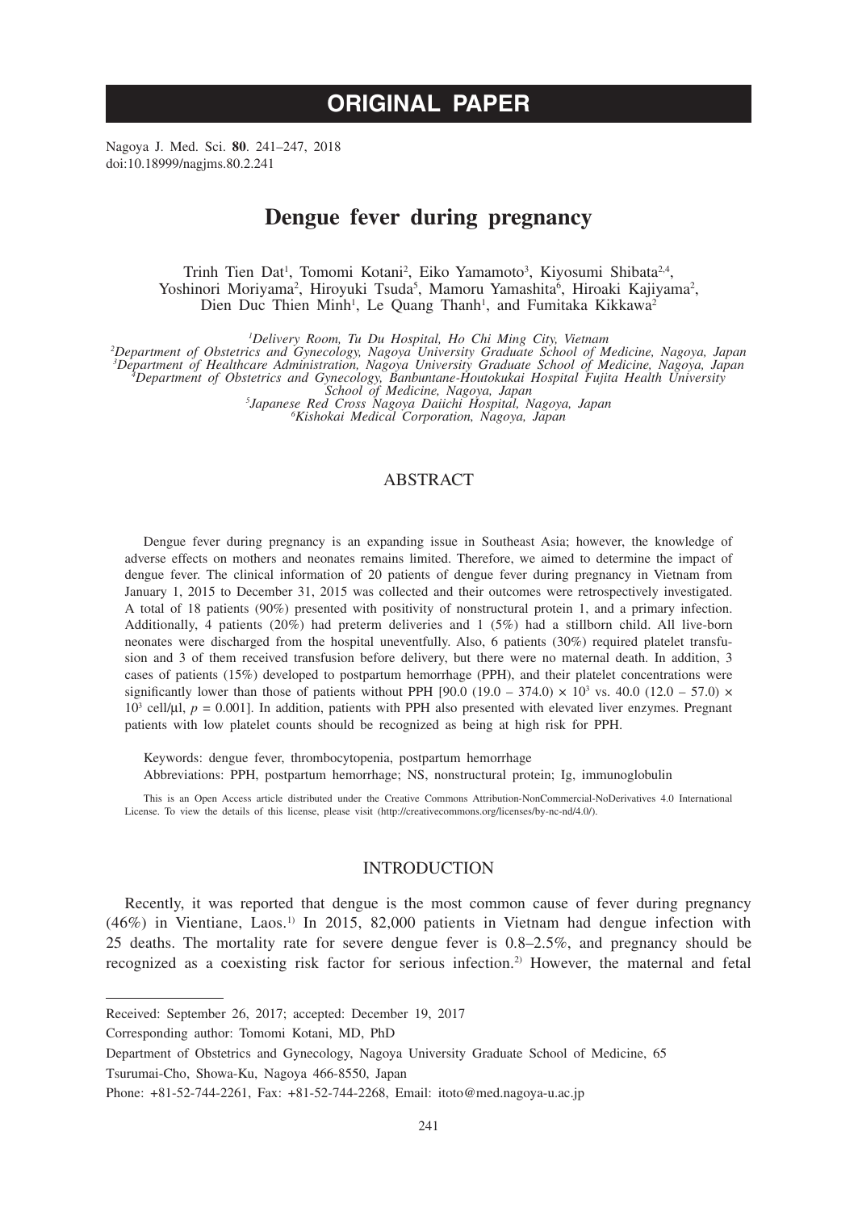# ORIGINAL PAPER

Nagoya J. Med. Sci. **80**. 241–247, 2018
doi:10.18999/nagjms.80.2.241

# Dengue fever during pregnancy

Trinh Tien Dat[1], Tomomi Kotani[2], Eiko Yamamoto[3], Kiyosumi Shibata[2,4], Yoshinori Moriyama[2], Hiroyuki Tsuda[5], Mamoru Yamashita[6], Hiroaki Kajiyama[2], Dien Duc Thien Minh[1], Le Quang Thanh[1], and Fumitaka Kikkawa[2]

*[1]Delivery Room, Tu Du Hospital, Ho Chi Ming City, Vietnam*
*[2]Department of Obstetrics and Gynecology, Nagoya University Graduate School of Medicine, Nagoya, Japan*
*[3]Department of Healthcare Administration, Nagoya University Graduate School of Medicine, Nagoya, Japan*
*[4]Department of Obstetrics and Gynecology, Banbuntane-Houtokukai Hospital Fujita Health University School of Medicine, Nagoya, Japan*
*[5]Japanese Red Cross Nagoya Daiichi Hospital, Nagoya, Japan*
*[6]Kishokai Medical Corporation, Nagoya, Japan*

## ABSTRACT

Dengue fever during pregnancy is an expanding issue in Southeast Asia; however, the knowledge of adverse effects on mothers and neonates remains limited. Therefore, we aimed to determine the impact of dengue fever. The clinical information of 20 patients of dengue fever during pregnancy in Vietnam from January 1, 2015 to December 31, 2015 was collected and their outcomes were retrospectively investigated. A total of 18 patients (90%) presented with positivity of nonstructural protein 1, and a primary infection. Additionally, 4 patients (20%) had preterm deliveries and 1 (5%) had a stillborn child. All live-born neonates were discharged from the hospital uneventfully. Also, 6 patients (30%) required platelet transfusion and 3 of them received transfusion before delivery, but there were no maternal death. In addition, 3 cases of patients (15%) developed to postpartum hemorrhage (PPH), and their platelet concentrations were significantly lower than those of patients without PPH [90.0 (19.0 – 374.0) $\times$ $10^3$ vs. 40.0 (12.0 – 57.0) $\times$ $10^3$ cell/μl, $p$ = 0.001]. In addition, patients with PPH also presented with elevated liver enzymes. Pregnant patients with low platelet counts should be recognized as being at high risk for PPH.

Keywords: dengue fever, thrombocytopenia, postpartum hemorrhage

Abbreviations: PPH, postpartum hemorrhage; NS, nonstructural protein; Ig, immunoglobulin

This is an Open Access article distributed under the Creative Commons Attribution-NonCommercial-NoDerivatives 4.0 International License. To view the details of this license, please visit (http://creativecommons.org/licenses/by-nc-nd/4.0/).

## INTRODUCTION

Recently, it was reported that dengue is the most common cause of fever during pregnancy (46%) in Vientiane, Laos.[1] In 2015, 82,000 patients in Vietnam had dengue infection with 25 deaths. The mortality rate for severe dengue fever is 0.8–2.5%, and pregnancy should be recognized as a coexisting risk factor for serious infection.[2] However, the maternal and fetal

---

Received: September 26, 2017; accepted: December 19, 2017

Corresponding author: Tomomi Kotani, MD, PhD

Department of Obstetrics and Gynecology, Nagoya University Graduate School of Medicine, 65 Tsurumai-Cho, Showa-Ku, Nagoya 466-8550, Japan

Phone: +81-52-744-2261, Fax: +81-52-744-2268, Email: itoto@med.nagoya-u.ac.jp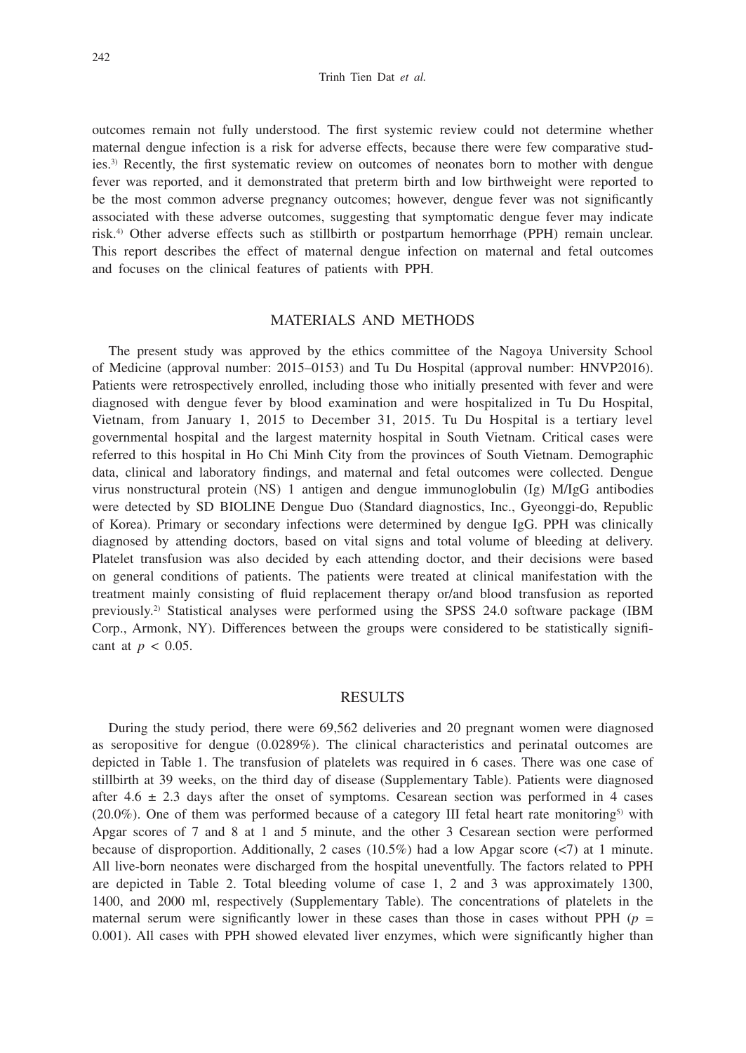outcomes remain not fully understood. The first systemic review could not determine whether maternal dengue infection is a risk for adverse effects, because there were few comparative studies.[3] Recently, the first systematic review on outcomes of neonates born to mother with dengue fever was reported, and it demonstrated that preterm birth and low birthweight were reported to be the most common adverse pregnancy outcomes; however, dengue fever was not significantly associated with these adverse outcomes, suggesting that symptomatic dengue fever may indicate risk.[4] Other adverse effects such as stillbirth or postpartum hemorrhage (PPH) remain unclear. This report describes the effect of maternal dengue infection on maternal and fetal outcomes and focuses on the clinical features of patients with PPH.

## MATERIALS AND METHODS

The present study was approved by the ethics committee of the Nagoya University School of Medicine (approval number: 2015–0153) and Tu Du Hospital (approval number: HNVP2016). Patients were retrospectively enrolled, including those who initially presented with fever and were diagnosed with dengue fever by blood examination and were hospitalized in Tu Du Hospital, Vietnam, from January 1, 2015 to December 31, 2015. Tu Du Hospital is a tertiary level governmental hospital and the largest maternity hospital in South Vietnam. Critical cases were referred to this hospital in Ho Chi Minh City from the provinces of South Vietnam. Demographic data, clinical and laboratory findings, and maternal and fetal outcomes were collected. Dengue virus nonstructural protein (NS) 1 antigen and dengue immunoglobulin (Ig) M/IgG antibodies were detected by SD BIOLINE Dengue Duo (Standard diagnostics, Inc., Gyeonggi-do, Republic of Korea). Primary or secondary infections were determined by dengue IgG. PPH was clinically diagnosed by attending doctors, based on vital signs and total volume of bleeding at delivery. Platelet transfusion was also decided by each attending doctor, and their decisions were based on general conditions of patients. The patients were treated at clinical manifestation with the treatment mainly consisting of fluid replacement therapy or/and blood transfusion as reported previously.[2] Statistical analyses were performed using the SPSS 24.0 software package (IBM Corp., Armonk, NY). Differences between the groups were considered to be statistically significant at $p < 0.05$.

## RESULTS

During the study period, there were 69,562 deliveries and 20 pregnant women were diagnosed as seropositive for dengue (0.0289%). The clinical characteristics and perinatal outcomes are depicted in Table 1. The transfusion of platelets was required in 6 cases. There was one case of stillbirth at 39 weeks, on the third day of disease (Supplementary Table). Patients were diagnosed after $4.6 \pm 2.3$ days after the onset of symptoms. Cesarean section was performed in 4 cases (20.0%). One of them was performed because of a category III fetal heart rate monitoring[5] with Apgar scores of 7 and 8 at 1 and 5 minute, and the other 3 Cesarean section were performed because of disproportion. Additionally, 2 cases (10.5%) had a low Apgar score (<7) at 1 minute. All live-born neonates were discharged from the hospital uneventfully. The factors related to PPH are depicted in Table 2. Total bleeding volume of case 1, 2 and 3 was approximately 1300, 1400, and 2000 ml, respectively (Supplementary Table). The concentrations of platelets in the maternal serum were significantly lower in these cases than those in cases without PPH ($p$ = 0.001). All cases with PPH showed elevated liver enzymes, which were significantly higher than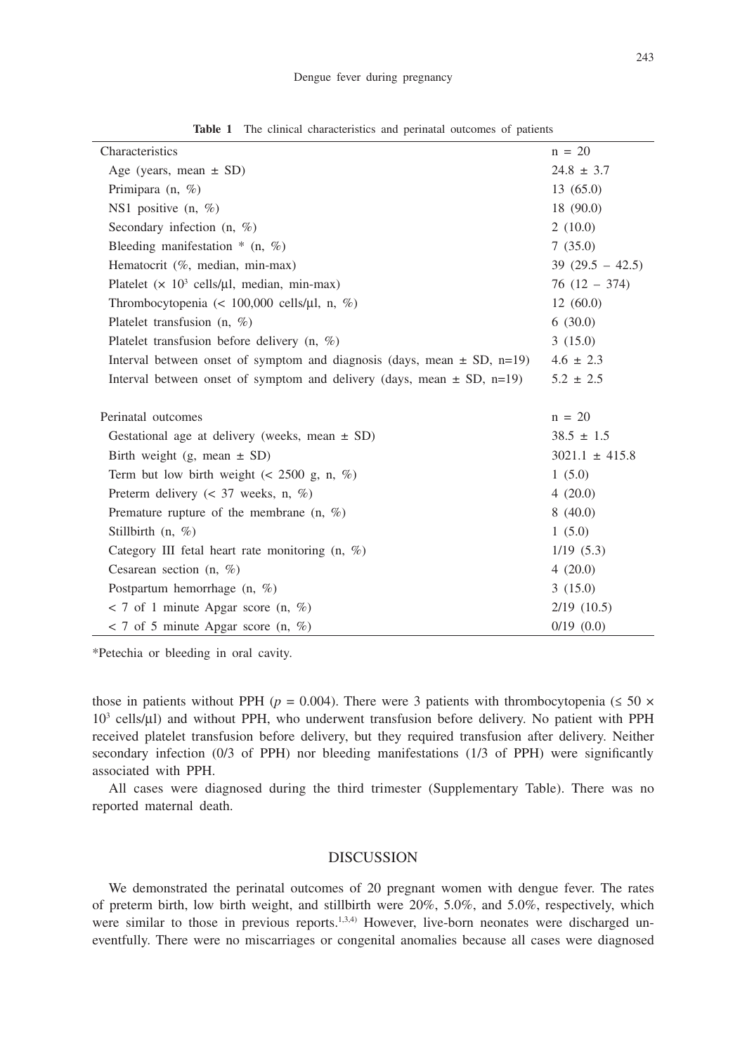**Table 1** The clinical characteristics and perinatal outcomes of patients

| Characteristics | n = 20 |
|---|---|
| Age (years, mean ± SD) | 24.8 ± 3.7 |
| Primipara (n, %) | 13 (65.0) |
| NS1 positive (n, %) | 18 (90.0) |
| Secondary infection (n, %) | 2 (10.0) |
| Bleeding manifestation * (n, %) | 7 (35.0) |
| Hematocrit (%, median, min-max) | 39 (29.5 – 42.5) |
| Platelet ($\times 10^3$ cells/μl, median, min-max) | 76 (12 – 374) |
| Thrombocytopenia (< 100,000 cells/μl, n, %) | 12 (60.0) |
| Platelet transfusion (n, %) | 6 (30.0) |
| Platelet transfusion before delivery (n, %) | 3 (15.0) |
| Interval between onset of symptom and diagnosis (days, mean ± SD, n=19) | 4.6 ± 2.3 |
| Interval between onset of symptom and delivery (days, mean ± SD, n=19) | 5.2 ± 2.5 |
| | |
| Perinatal outcomes | n = 20 |
| Gestational age at delivery (weeks, mean ± SD) | 38.5 ± 1.5 |
| Birth weight (g, mean ± SD) | 3021.1 ± 415.8 |
| Term but low birth weight (< 2500 g, n, %) | 1 (5.0) |
| Preterm delivery (< 37 weeks, n, %) | 4 (20.0) |
| Premature rupture of the membrane (n, %) | 8 (40.0) |
| Stillbirth (n, %) | 1 (5.0) |
| Category III fetal heart rate monitoring (n, %) | 1/19 (5.3) |
| Cesarean section (n, %) | 4 (20.0) |
| Postpartum hemorrhage (n, %) | 3 (15.0) |
| < 7 of 1 minute Apgar score (n, %) | 2/19 (10.5) |
| < 7 of 5 minute Apgar score (n, %) | 0/19 (0.0) |

*Petechia or bleeding in oral cavity.

those in patients without PPH ($p = 0.004$). There were 3 patients with thrombocytopenia ($\leq 50 \times 10^3$ cells/μl) and without PPH, who underwent transfusion before delivery. No patient with PPH received platelet transfusion before delivery, but they required transfusion after delivery. Neither secondary infection (0/3 of PPH) nor bleeding manifestations (1/3 of PPH) were significantly associated with PPH.

All cases were diagnosed during the third trimester (Supplementary Table). There was no reported maternal death.

## DISCUSSION

We demonstrated the perinatal outcomes of 20 pregnant women with dengue fever. The rates of preterm birth, low birth weight, and stillbirth were 20%, 5.0%, and 5.0%, respectively, which were similar to those in previous reports.[1,3,4] However, live-born neonates were discharged uneventfully. There were no miscarriages or congenital anomalies because all cases were diagnosed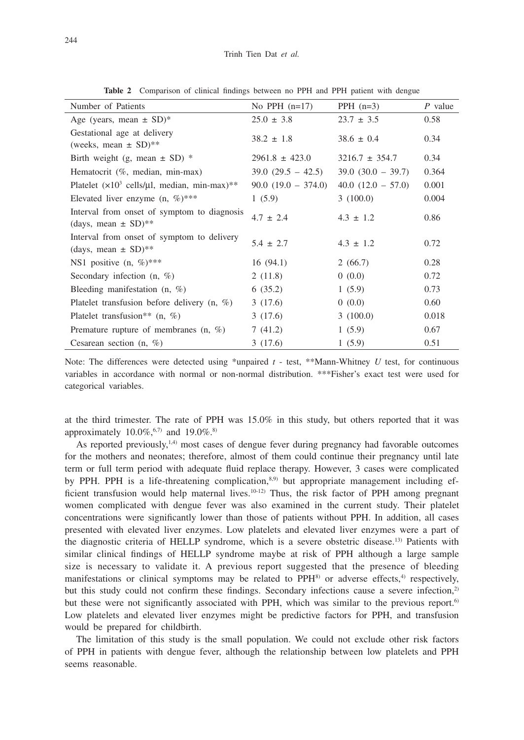**Table 2** Comparison of clinical findings between no PPH and PPH patient with dengue

| Number of Patients | No PPH (n=17) | PPH (n=3) | *P* value |
|---|---|---|---|
| Age (years, mean ± SD)* | 25.0 ± 3.8 | 23.7 ± 3.5 | 0.58 |
| Gestational age at delivery (weeks, mean ± SD)** | 38.2 ± 1.8 | 38.6 ± 0.4 | 0.34 |
| Birth weight (g, mean ± SD) * | 2961.8 ± 423.0 | 3216.7 ± 354.7 | 0.34 |
| Hematocrit (%, median, min-max) | 39.0 (29.5 – 42.5) | 39.0 (30.0 – 39.7) | 0.364 |
| Platelet ($\times 10^3$ cells/μl, median, min-max)** | 90.0 (19.0 – 374.0) | 40.0 (12.0 – 57.0) | 0.001 |
| Elevated liver enzyme (n, %)*** | 1 (5.9) | 3 (100.0) | 0.004 |
| Interval from onset of symptom to diagnosis (days, mean ± SD)** | 4.7 ± 2.4 | 4.3 ± 1.2 | 0.86 |
| Interval from onset of symptom to delivery (days, mean ± SD)** | 5.4 ± 2.7 | 4.3 ± 1.2 | 0.72 |
| NS1 positive (n, %)*** | 16 (94.1) | 2 (66.7) | 0.28 |
| Secondary infection (n, %) | 2 (11.8) | 0 (0.0) | 0.72 |
| Bleeding manifestation (n, %) | 6 (35.2) | 1 (5.9) | 0.73 |
| Platelet transfusion before delivery (n, %) | 3 (17.6) | 0 (0.0) | 0.60 |
| Platelet transfusion** (n, %) | 3 (17.6) | 3 (100.0) | 0.018 |
| Premature rupture of membranes (n, %) | 7 (41.2) | 1 (5.9) | 0.67 |
| Cesarean section (n, %) | 3 (17.6) | 1 (5.9) | 0.51 |

Note: The differences were detected using *unpaired *t* - test, **Mann-Whitney *U* test, for continuous variables in accordance with normal or non-normal distribution. ***Fisher's exact test were used for categorical variables.

at the third trimester. The rate of PPH was 15.0% in this study, but others reported that it was approximately 10.0%,[6,7] and 19.0%.[8]

As reported previously,[1,4] most cases of dengue fever during pregnancy had favorable outcomes for the mothers and neonates; therefore, almost of them could continue their pregnancy until late term or full term period with adequate fluid replace therapy. However, 3 cases were complicated by PPH. PPH is a life-threatening complication,[8,9] but appropriate management including efficient transfusion would help maternal lives.[10-12] Thus, the risk factor of PPH among pregnant women complicated with dengue fever was also examined in the current study. Their platelet concentrations were significantly lower than those of patients without PPH. In addition, all cases presented with elevated liver enzymes. Low platelets and elevated liver enzymes were a part of the diagnostic criteria of HELLP syndrome, which is a severe obstetric disease.[13] Patients with similar clinical findings of HELLP syndrome maybe at risk of PPH although a large sample size is necessary to validate it. A previous report suggested that the presence of bleeding manifestations or clinical symptoms may be related to PPH[8] or adverse effects,[4] respectively, but this study could not confirm these findings. Secondary infections cause a severe infection,[2] but these were not significantly associated with PPH, which was similar to the previous report.[6] Low platelets and elevated liver enzymes might be predictive factors for PPH, and transfusion would be prepared for childbirth.

The limitation of this study is the small population. We could not exclude other risk factors of PPH in patients with dengue fever, although the relationship between low platelets and PPH seems reasonable.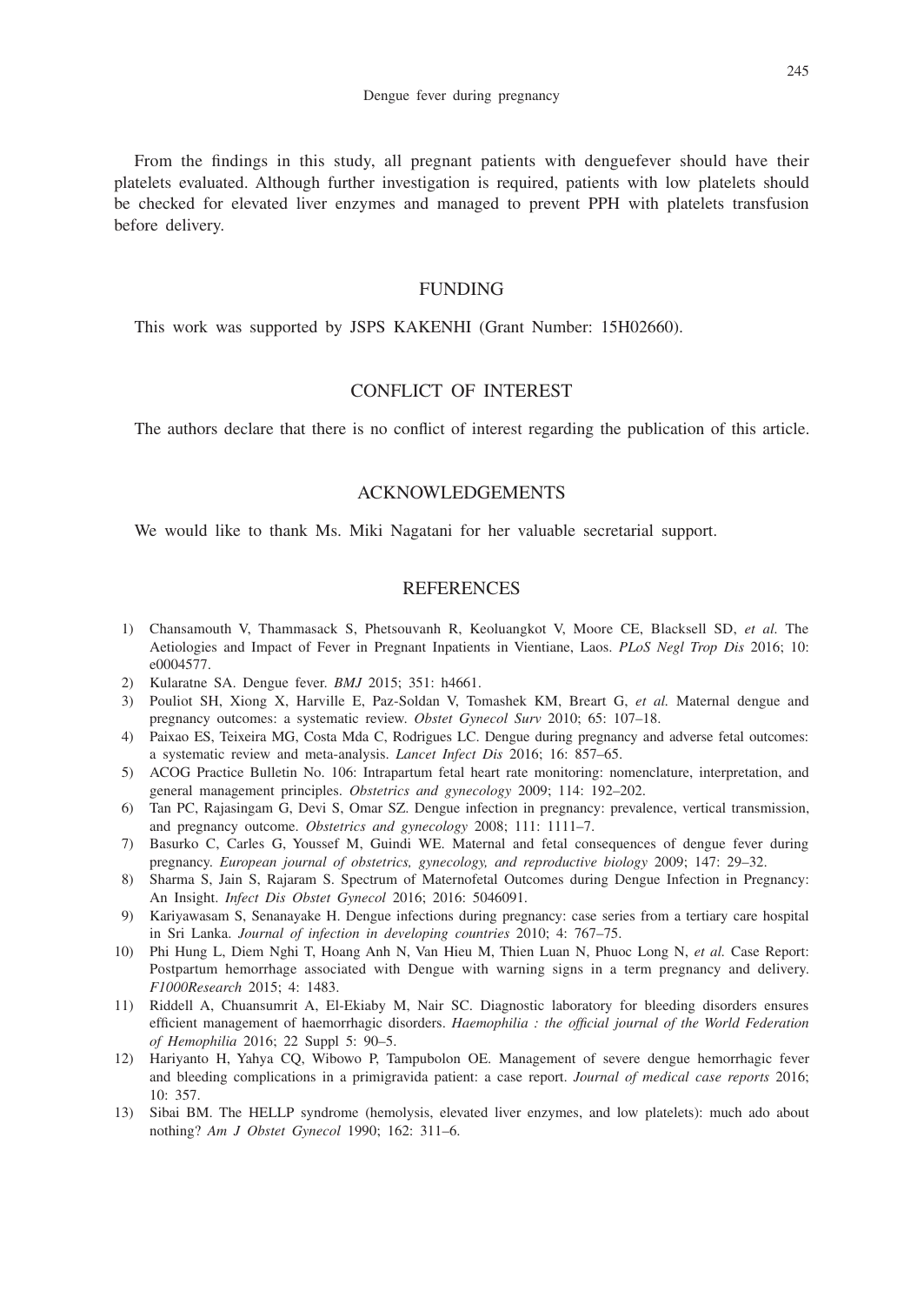From the findings in this study, all pregnant patients with denguefever should have their platelets evaluated. Although further investigation is required, patients with low platelets should be checked for elevated liver enzymes and managed to prevent PPH with platelets transfusion before delivery.

## FUNDING

This work was supported by JSPS KAKENHI (Grant Number: 15H02660).

## CONFLICT OF INTEREST

The authors declare that there is no conflict of interest regarding the publication of this article.

## ACKNOWLEDGEMENTS

We would like to thank Ms. Miki Nagatani for her valuable secretarial support.

## REFERENCES

1) Chansamouth V, Thammasack S, Phetsouvanh R, Keoluangkot V, Moore CE, Blacksell SD, *et al.* The Aetiologies and Impact of Fever in Pregnant Inpatients in Vientiane, Laos. *PLoS Negl Trop Dis* 2016; 10: e0004577.
2) Kularatne SA. Dengue fever. *BMJ* 2015; 351: h4661.
3) Pouliot SH, Xiong X, Harville E, Paz-Soldan V, Tomashek KM, Breart G, *et al.* Maternal dengue and pregnancy outcomes: a systematic review. *Obstet Gynecol Surv* 2010; 65: 107–18.
4) Paixao ES, Teixeira MG, Costa Mda C, Rodrigues LC. Dengue during pregnancy and adverse fetal outcomes: a systematic review and meta-analysis. *Lancet Infect Dis* 2016; 16: 857–65.
5) ACOG Practice Bulletin No. 106: Intrapartum fetal heart rate monitoring: nomenclature, interpretation, and general management principles. *Obstetrics and gynecology* 2009; 114: 192–202.
6) Tan PC, Rajasingam G, Devi S, Omar SZ. Dengue infection in pregnancy: prevalence, vertical transmission, and pregnancy outcome. *Obstetrics and gynecology* 2008; 111: 1111–7.
7) Basurko C, Carles G, Youssef M, Guindi WE. Maternal and fetal consequences of dengue fever during pregnancy. *European journal of obstetrics, gynecology, and reproductive biology* 2009; 147: 29–32.
8) Sharma S, Jain S, Rajaram S. Spectrum of Maternofetal Outcomes during Dengue Infection in Pregnancy: An Insight. *Infect Dis Obstet Gynecol* 2016; 2016: 5046091.
9) Kariyawasam S, Senanayake H. Dengue infections during pregnancy: case series from a tertiary care hospital in Sri Lanka. *Journal of infection in developing countries* 2010; 4: 767–75.
10) Phi Hung L, Diem Nghi T, Hoang Anh N, Van Hieu M, Thien Luan N, Phuoc Long N, *et al.* Case Report: Postpartum hemorrhage associated with Dengue with warning signs in a term pregnancy and delivery. *F1000Research* 2015; 4: 1483.
11) Riddell A, Chuansumrit A, El-Ekiaby M, Nair SC. Diagnostic laboratory for bleeding disorders ensures efficient management of haemorrhagic disorders. *Haemophilia : the official journal of the World Federation of Hemophilia* 2016; 22 Suppl 5: 90–5.
12) Hariyanto H, Yahya CQ, Wibowo P, Tampubolon OE. Management of severe dengue hemorrhagic fever and bleeding complications in a primigravida patient: a case report. *Journal of medical case reports* 2016; 10: 357.
13) Sibai BM. The HELLP syndrome (hemolysis, elevated liver enzymes, and low platelets): much ado about nothing? *Am J Obstet Gynecol* 1990; 162: 311–6.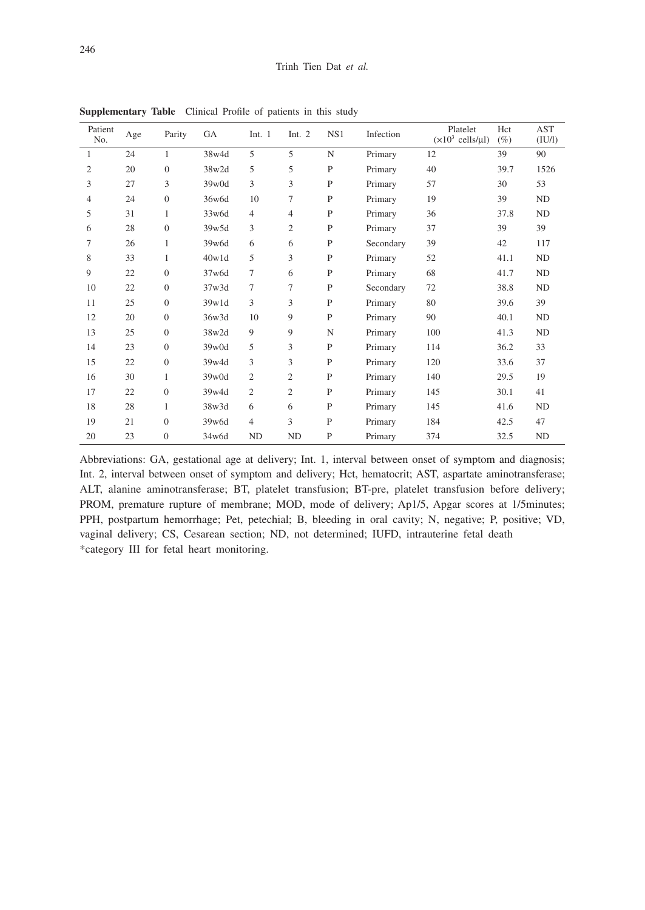**Supplementary Table** Clinical Profile of patients in this study

| Patient No. | Age | Parity | GA | Int. 1 | Int. 2 | NS1 | Infection | Platelet ($\times 10^3$ cells/μl) | Hct (%) | AST (IU/l) |
|---|---|---|---|---|---|---|---|---|---|---|
| 1 | 24 | 1 | 38w4d | 5 | 5 | N | Primary | 12 | 39 | 90 |
| 2 | 20 | 0 | 38w2d | 5 | 5 | P | Primary | 40 | 39.7 | 1526 |
| 3 | 27 | 3 | 39w0d | 3 | 3 | P | Primary | 57 | 30 | 53 |
| 4 | 24 | 0 | 36w6d | 10 | 7 | P | Primary | 19 | 39 | ND |
| 5 | 31 | 1 | 33w6d | 4 | 4 | P | Primary | 36 | 37.8 | ND |
| 6 | 28 | 0 | 39w5d | 3 | 2 | P | Primary | 37 | 39 | 39 |
| 7 | 26 | 1 | 39w6d | 6 | 6 | P | Secondary | 39 | 42 | 117 |
| 8 | 33 | 1 | 40w1d | 5 | 3 | P | Primary | 52 | 41.1 | ND |
| 9 | 22 | 0 | 37w6d | 7 | 6 | P | Primary | 68 | 41.7 | ND |
| 10 | 22 | 0 | 37w3d | 7 | 7 | P | Secondary | 72 | 38.8 | ND |
| 11 | 25 | 0 | 39w1d | 3 | 3 | P | Primary | 80 | 39.6 | 39 |
| 12 | 20 | 0 | 36w3d | 10 | 9 | P | Primary | 90 | 40.1 | ND |
| 13 | 25 | 0 | 38w2d | 9 | 9 | N | Primary | 100 | 41.3 | ND |
| 14 | 23 | 0 | 39w0d | 5 | 3 | P | Primary | 114 | 36.2 | 33 |
| 15 | 22 | 0 | 39w4d | 3 | 3 | P | Primary | 120 | 33.6 | 37 |
| 16 | 30 | 1 | 39w0d | 2 | 2 | P | Primary | 140 | 29.5 | 19 |
| 17 | 22 | 0 | 39w4d | 2 | 2 | P | Primary | 145 | 30.1 | 41 |
| 18 | 28 | 1 | 38w3d | 6 | 6 | P | Primary | 145 | 41.6 | ND |
| 19 | 21 | 0 | 39w6d | 4 | 3 | P | Primary | 184 | 42.5 | 47 |
| 20 | 23 | 0 | 34w6d | ND | ND | P | Primary | 374 | 32.5 | ND |

Abbreviations: GA, gestational age at delivery; Int. 1, interval between onset of symptom and diagnosis; Int. 2, interval between onset of symptom and delivery; Hct, hematocrit; AST, aspartate aminotransferase; ALT, alanine aminotransferase; BT, platelet transfusion; BT-pre, platelet transfusion before delivery; PROM, premature rupture of membrane; MOD, mode of delivery; Ap1/5, Apgar scores at 1/5minutes; PPH, postpartum hemorrhage; Pet, petechial; B, bleeding in oral cavity; N, negative; P, positive; VD, vaginal delivery; CS, Cesarean section; ND, not determined; IUFD, intrauterine fetal death
*category III for fetal heart monitoring.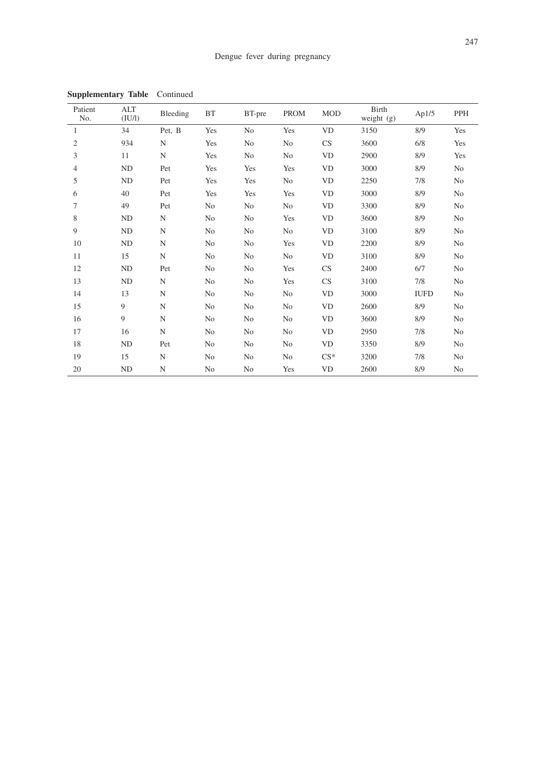**Supplementary Table** Continued

| Patient No. | ALT (IU/l) | Bleeding | BT | BT-pre | PROM | MOD | Birth weight (g) | Ap1/5 | PPH |
|---|---|---|---|---|---|---|---|---|---|
| 1 | 34 | Pet, B | Yes | No | Yes | VD | 3150 | 8/9 | Yes |
| 2 | 934 | N | Yes | No | No | CS | 3600 | 6/8 | Yes |
| 3 | 11 | N | Yes | No | No | VD | 2900 | 8/9 | Yes |
| 4 | ND | Pet | Yes | Yes | Yes | VD | 3000 | 8/9 | No |
| 5 | ND | Pet | Yes | Yes | No | VD | 2250 | 7/8 | No |
| 6 | 40 | Pet | Yes | Yes | Yes | VD | 3000 | 8/9 | No |
| 7 | 49 | Pet | No | No | No | VD | 3300 | 8/9 | No |
| 8 | ND | N | No | No | Yes | VD | 3600 | 8/9 | No |
| 9 | ND | N | No | No | No | VD | 3100 | 8/9 | No |
| 10 | ND | N | No | No | Yes | VD | 2200 | 8/9 | No |
| 11 | 15 | N | No | No | No | VD | 3100 | 8/9 | No |
| 12 | ND | Pet | No | No | Yes | CS | 2400 | 6/7 | No |
| 13 | ND | N | No | No | Yes | CS | 3100 | 7/8 | No |
| 14 | 13 | N | No | No | No | VD | 3000 | IUFD | No |
| 15 | 9 | N | No | No | No | VD | 2600 | 8/9 | No |
| 16 | 9 | N | No | No | No | VD | 3600 | 8/9 | No |
| 17 | 16 | N | No | No | No | VD | 2950 | 7/8 | No |
| 18 | ND | Pet | No | No | No | VD | 3350 | 8/9 | No |
| 19 | 15 | N | No | No | No | CS* | 3200 | 7/8 | No |
| 20 | ND | N | No | No | Yes | VD | 2600 | 8/9 | No |